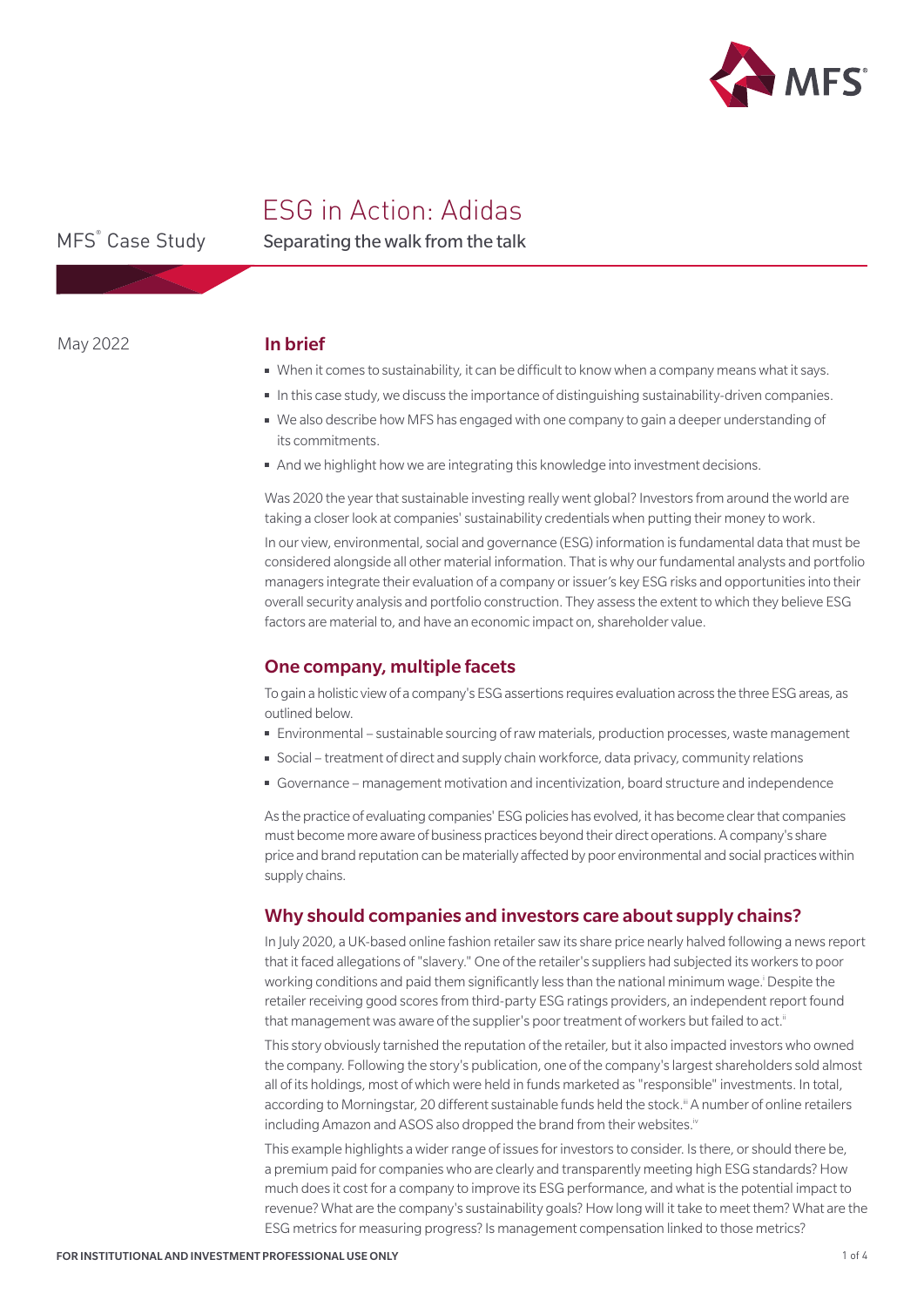# ESG in Action: Adidas

## Separating the walk from the talk

MFS® Case Study

May 2022

## In brief

- When it comes to sustainability, it can be difficult to know when a company means what it says.
- In this case study, we discuss the importance of distinguishing sustainability-driven companies.
- We also describe how MFS has engaged with one company to gain a deeper understanding of its commitments.
- And we highlight how we are integrating this knowledge into investment decisions.

Was 2020 the year that sustainable investing really went global? Investors from around the world are taking a closer look at companies' sustainability credentials when putting their money to work.

In our view, environmental, social and governance (ESG) information is fundamental data that must be considered alongside all other material information. That is why our fundamental analysts and portfolio managers integrate their evaluation of a company or issuer's key ESG risks and opportunities into their overall security analysis and portfolio construction. They assess the extent to which they believe ESG factors are material to, and have an economic impact on, shareholder value.

## One company, multiple facets

To gain a holistic view of a company's ESG assertions requires evaluation across the three ESG areas, as outlined below.

- Environmental – sustainable sourcing of raw materials, production processes, waste management
- Social – treatment of direct and supply chain workforce, data privacy, community relations
- Governance – management motivation and incentivization, board structure and independence

As the practice of evaluating companies' ESG policies has evolved, it has become clear that companies must become more aware of business practices beyond their direct operations. A company's share price and brand reputation can be materially affected by poor environmental and social practices within supply chains.

## Why should companies and investors care about supply chains?

In July 2020, a UK-based online fashion retailer saw its share price nearly halved following a news report that it faced allegations of "slavery." One of the retailer's suppliers had subjected its workers to poor working conditions and paid them significantly less than the national minimum wage.[i] Despite the retailer receiving good scores from third-party ESG ratings providers, an independent report found that management was aware of the supplier's poor treatment of workers but failed to act.[ii]

This story obviously tarnished the reputation of the retailer, but it also impacted investors who owned the company. Following the story's publication, one of the company's largest shareholders sold almost all of its holdings, most of which were held in funds marketed as "responsible" investments. In total, according to Morningstar, 20 different sustainable funds held the stock.[iii] A number of online retailers including Amazon and ASOS also dropped the brand from their websites.[iv]

This example highlights a wider range of issues for investors to consider. Is there, or should there be, a premium paid for companies who are clearly and transparently meeting high ESG standards? How much does it cost for a company to improve its ESG performance, and what is the potential impact to revenue? What are the company's sustainability goals? How long will it take to meet them? What are the ESG metrics for measuring progress? Is management compensation linked to those metrics?

FOR INSTITUTIONAL AND INVESTMENT PROFESSIONAL USE ONLY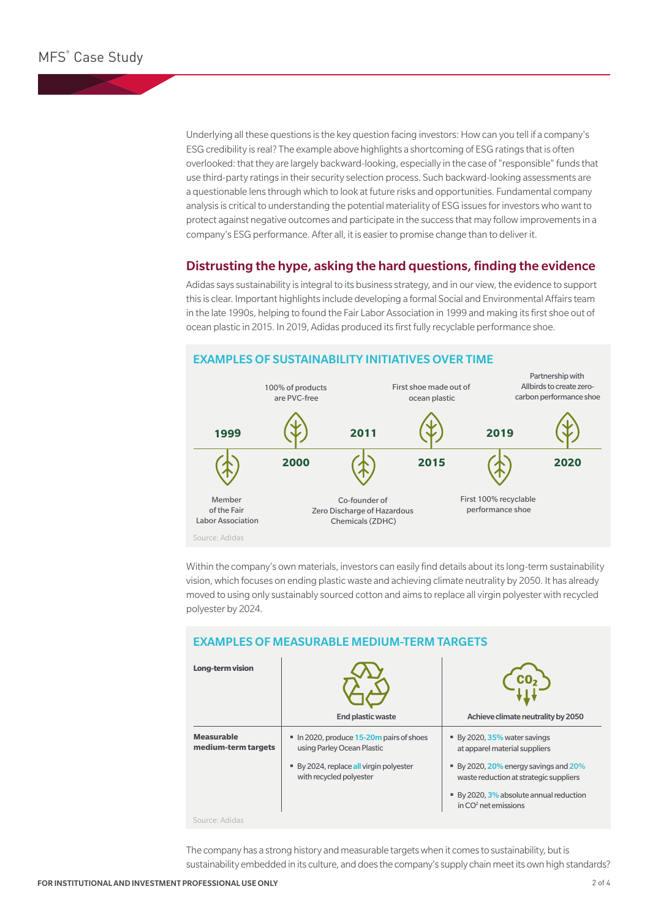Underlying all these questions is the key question facing investors: How can you tell if a company's ESG credibility is real? The example above highlights a shortcoming of ESG ratings that is often overlooked: that they are largely backward-looking, especially in the case of "responsible" funds that use third-party ratings in their security selection process. Such backward-looking assessments are a questionable lens through which to look at future risks and opportunities. Fundamental company analysis is critical to understanding the potential materiality of ESG issues for investors who want to protect against negative outcomes and participate in the success that may follow improvements in a company's ESG performance. After all, it is easier to promise change than to deliver it.

## Distrusting the hype, asking the hard questions, finding the evidence

Adidas says sustainability is integral to its business strategy, and in our view, the evidence to support this is clear. Important highlights include developing a formal Social and Environmental Affairs team in the late 1990s, helping to found the Fair Labor Association in 1999 and making its first shoe out of ocean plastic in 2015. In 2019, Adidas produced its first fully recyclable performance shoe.

### EXAMPLES OF SUSTAINABILITY INITIATIVES OVER TIME

- **1999** — Member of the Fair Labor Association
- **2000** — 100% of products are PVC-free
- **2011** — Co-founder of Zero Discharge of Hazardous Chemicals (ZDHC)
- **2015** — First shoe made out of ocean plastic
- **2019** — First 100% recyclable performance shoe
- **2020** — Partnership with Allbirds to create zero-carbon performance shoe

Source: Adidas

Within the company's own materials, investors can easily find details about its long-term sustainability vision, which focuses on ending plastic waste and achieving climate neutrality by 2050. It has already moved to using only sustainably sourced cotton and aims to replace all virgin polyester with recycled polyester by 2024.

### EXAMPLES OF MEASURABLE MEDIUM-TERM TARGETS

| **Long-term vision** | **End plastic waste** | **Achieve climate neutrality by 2050** |
|---|---|---|
| **Measurable medium-term targets** | ▪ In 2020, produce 15-20m pairs of shoes using Parley Ocean Plastic<br>▪ By 2024, replace all virgin polyester with recycled polyester | ▪ By 2020, 35% water savings at apparel material suppliers<br>▪ By 2020, 20% energy savings and 20% waste reduction at strategic suppliers<br>▪ By 2020, 3% absolute annual reduction in $CO^2$ net emissions |

Source: Adidas

The company has a strong history and measurable targets when it comes to sustainability, but is sustainability embedded in its culture, and does the company's supply chain meet its own high standards?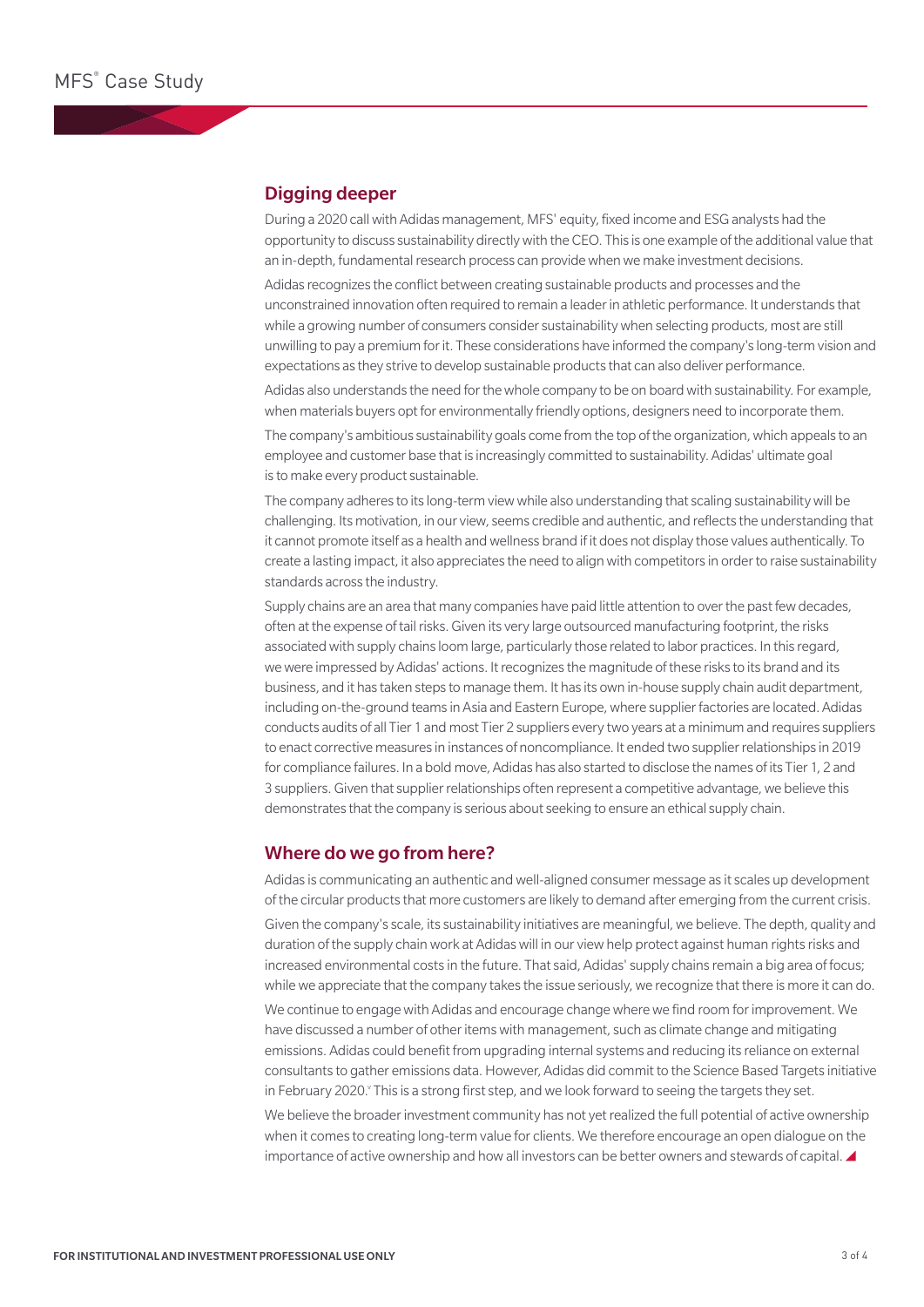## Digging deeper

During a 2020 call with Adidas management, MFS' equity, fixed income and ESG analysts had the opportunity to discuss sustainability directly with the CEO. This is one example of the additional value that an in-depth, fundamental research process can provide when we make investment decisions.

Adidas recognizes the conflict between creating sustainable products and processes and the unconstrained innovation often required to remain a leader in athletic performance. It understands that while a growing number of consumers consider sustainability when selecting products, most are still unwilling to pay a premium for it. These considerations have informed the company's long-term vision and expectations as they strive to develop sustainable products that can also deliver performance.

Adidas also understands the need for the whole company to be on board with sustainability. For example, when materials buyers opt for environmentally friendly options, designers need to incorporate them.

The company's ambitious sustainability goals come from the top of the organization, which appeals to an employee and customer base that is increasingly committed to sustainability. Adidas' ultimate goal is to make every product sustainable.

The company adheres to its long-term view while also understanding that scaling sustainability will be challenging. Its motivation, in our view, seems credible and authentic, and reflects the understanding that it cannot promote itself as a health and wellness brand if it does not display those values authentically. To create a lasting impact, it also appreciates the need to align with competitors in order to raise sustainability standards across the industry.

Supply chains are an area that many companies have paid little attention to over the past few decades, often at the expense of tail risks. Given its very large outsourced manufacturing footprint, the risks associated with supply chains loom large, particularly those related to labor practices. In this regard, we were impressed by Adidas' actions. It recognizes the magnitude of these risks to its brand and its business, and it has taken steps to manage them. It has its own in-house supply chain audit department, including on-the-ground teams in Asia and Eastern Europe, where supplier factories are located. Adidas conducts audits of all Tier 1 and most Tier 2 suppliers every two years at a minimum and requires suppliers to enact corrective measures in instances of noncompliance. It ended two supplier relationships in 2019 for compliance failures. In a bold move, Adidas has also started to disclose the names of its Tier 1, 2 and 3 suppliers. Given that supplier relationships often represent a competitive advantage, we believe this demonstrates that the company is serious about seeking to ensure an ethical supply chain.

## Where do we go from here?

Adidas is communicating an authentic and well-aligned consumer message as it scales up development of the circular products that more customers are likely to demand after emerging from the current crisis.

Given the company's scale, its sustainability initiatives are meaningful, we believe. The depth, quality and duration of the supply chain work at Adidas will in our view help protect against human rights risks and increased environmental costs in the future. That said, Adidas' supply chains remain a big area of focus; while we appreciate that the company takes the issue seriously, we recognize that there is more it can do.

We continue to engage with Adidas and encourage change where we find room for improvement. We have discussed a number of other items with management, such as climate change and mitigating emissions. Adidas could benefit from upgrading internal systems and reducing its reliance on external consultants to gather emissions data. However, Adidas did commit to the Science Based Targets initiative in February 2020.[v] This is a strong first step, and we look forward to seeing the targets they set.

We believe the broader investment community has not yet realized the full potential of active ownership when it comes to creating long-term value for clients. We therefore encourage an open dialogue on the importance of active ownership and how all investors can be better owners and stewards of capital.

FOR INSTITUTIONAL AND INVESTMENT PROFESSIONAL USE ONLY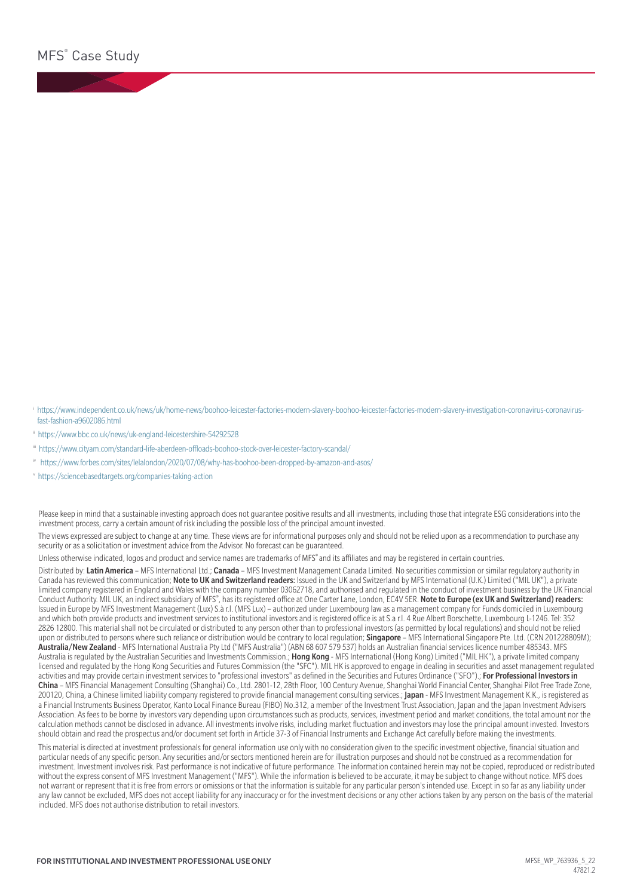[i] https://www.independent.co.uk/news/uk/home-news/boohoo-leicester-factories-modern-slavery-boohoo-leicester-factories-modern-slavery-investigation-coronavirus-coronavirus-fast-fashion-a9602086.html

[ii] https://www.bbc.co.uk/news/uk-england-leicestershire-54292528

[iii] https://www.cityam.com/standard-life-aberdeen-offloads-boohoo-stock-over-leicester-factory-scandal/

[iv] https://www.forbes.com/sites/lelalondon/2020/07/08/why-has-boohoo-been-dropped-by-amazon-and-asos/

[v] https://sciencebasedtargets.org/companies-taking-action

Please keep in mind that a sustainable investing approach does not guarantee positive results and all investments, including those that integrate ESG considerations into the investment process, carry a certain amount of risk including the possible loss of the principal amount invested.

The views expressed are subject to change at any time. These views are for informational purposes only and should not be relied upon as a recommendation to purchase any security or as a solicitation or investment advice from the Advisor. No forecast can be guaranteed.

Unless otherwise indicated, logos and product and service names are trademarks of MFS® and its affiliates and may be registered in certain countries.

Distributed by: **Latin America** – MFS International Ltd.; **Canada** – MFS Investment Management Canada Limited. No securities commission or similar regulatory authority in Canada has reviewed this communication; **Note to UK and Switzerland readers:** Issued in the UK and Switzerland by MFS International (U.K.) Limited ("MIL UK"), a private limited company registered in England and Wales with the company number 03062718, and authorised and regulated in the conduct of investment business by the UK Financial Conduct Authority. MIL UK, an indirect subsidiary of MFS®, has its registered office at One Carter Lane, London, EC4V 5ER. **Note to Europe (ex UK and Switzerland) readers:** Issued in Europe by MFS Investment Management (Lux) S.à r.l. (MFS Lux) – authorized under Luxembourg law as a management company for Funds domiciled in Luxembourg and which both provide products and investment services to institutional investors and is registered office is at S.a r.l. 4 Rue Albert Borschette, Luxembourg L-1246. Tel: 352 2826 12800. This material shall not be circulated or distributed to any person other than to professional investors (as permitted by local regulations) and should not be relied upon or distributed to persons where such reliance or distribution would be contrary to local regulation; **Singapore** – MFS International Singapore Pte. Ltd. (CRN 201228809M); **Australia/New Zealand** - MFS International Australia Pty Ltd ("MFS Australia") (ABN 68 607 579 537) holds an Australian financial services licence number 485343. MFS Australia is regulated by the Australian Securities and Investments Commission.; **Hong Kong** - MFS International (Hong Kong) Limited ("MIL HK"), a private limited company licensed and regulated by the Hong Kong Securities and Futures Commission (the "SFC"). MIL HK is approved to engage in dealing in securities and asset management regulated activities and may provide certain investment services to "professional investors" as defined in the Securities and Futures Ordinance ("SFO").; **For Professional Investors in China** – MFS Financial Management Consulting (Shanghai) Co., Ltd. 2801-12, 28th Floor, 100 Century Avenue, Shanghai World Financial Center, Shanghai Pilot Free Trade Zone, 200120, China, a Chinese limited liability company registered to provide financial management consulting services.; **Japan** - MFS Investment Management K.K., is registered as a Financial Instruments Business Operator, Kanto Local Finance Bureau (FIBO) No.312, a member of the Investment Trust Association, Japan and the Japan Investment Advisers Association. As fees to be borne by investors vary depending upon circumstances such as products, services, investment period and market conditions, the total amount nor the calculation methods cannot be disclosed in advance. All investments involve risks, including market fluctuation and investors may lose the principal amount invested. Investors should obtain and read the prospectus and/or document set forth in Article 37-3 of Financial Instruments and Exchange Act carefully before making the investments.

This material is directed at investment professionals for general information use only with no consideration given to the specific investment objective, financial situation and particular needs of any specific person. Any securities and/or sectors mentioned herein are for illustration purposes and should not be construed as a recommendation for investment. Investment involves risk. Past performance is not indicative of future performance. The information contained herein may not be copied, reproduced or redistributed without the express consent of MFS Investment Management ("MFS"). While the information is believed to be accurate, it may be subject to change without notice. MFS does not warrant or represent that it is free from errors or omissions or that the information is suitable for any particular person's intended use. Except in so far as any liability under any law cannot be excluded, MFS does not accept liability for any inaccuracy or for the investment decisions or any other actions taken by any person on the basis of the material included. MFS does not authorise distribution to retail investors.

**FOR INSTITUTIONAL AND INVESTMENT PROFESSIONAL USE ONLY**

MFSE_WP_763936_5_22
47821.2